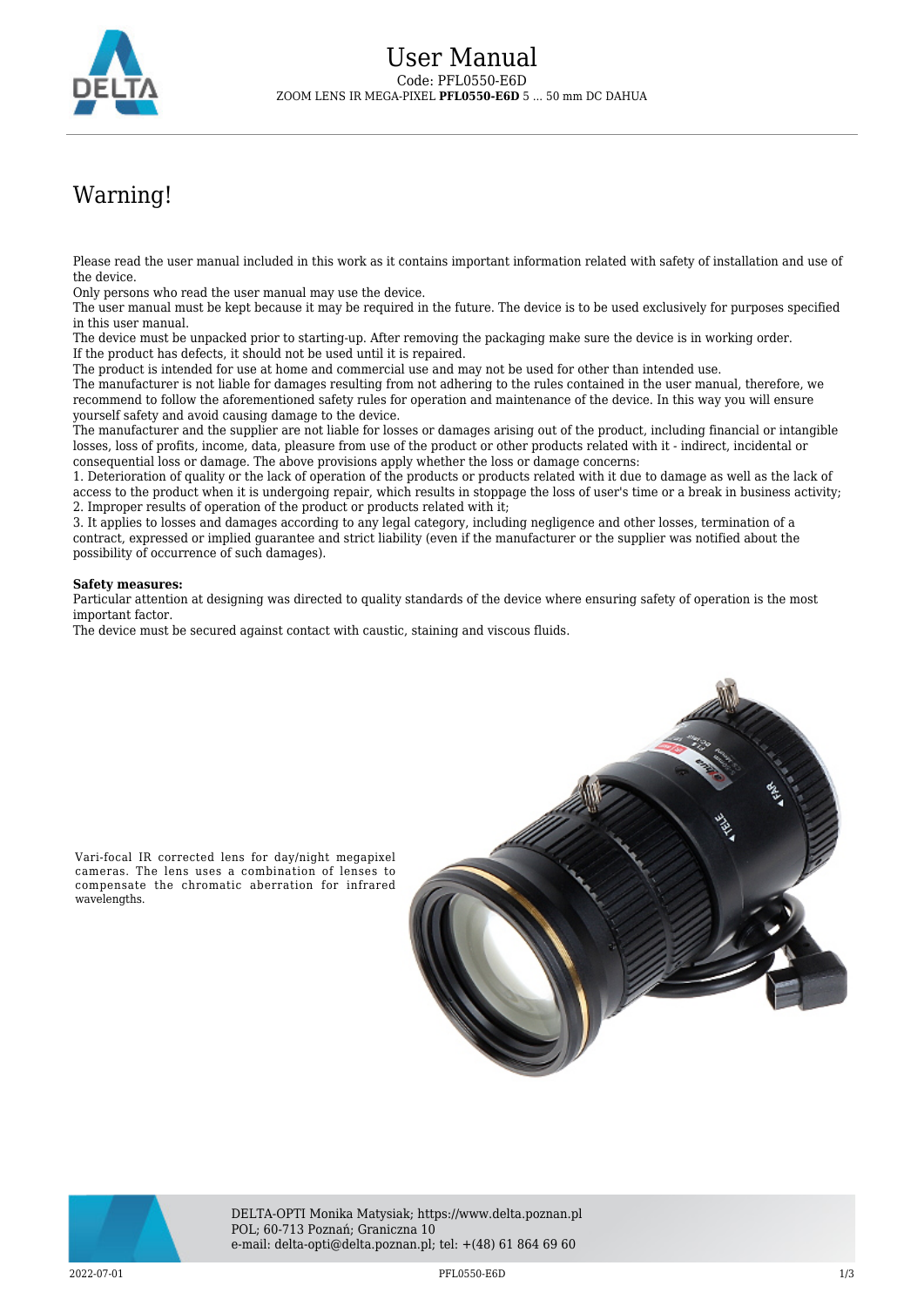# User Manual

Code: PFL0550-E6D

ZOOM LENS IR MEGA-PIXEL **PFL0550-E6D** 5 ... 50 mm DC DAHUA

# Warning!

Please read the user manual included in this work as it contains important information related with safety of installation and use of the device.
Only persons who read the user manual may use the device.
The user manual must be kept because it may be required in the future. The device is to be used exclusively for purposes specified in this user manual.
The device must be unpacked prior to starting-up. After removing the packaging make sure the device is in working order.
If the product has defects, it should not be used until it is repaired.
The product is intended for use at home and commercial use and may not be used for other than intended use.
The manufacturer is not liable for damages resulting from not adhering to the rules contained in the user manual, therefore, we recommend to follow the aforementioned safety rules for operation and maintenance of the device. In this way you will ensure yourself safety and avoid causing damage to the device.
The manufacturer and the supplier are not liable for losses or damages arising out of the product, including financial or intangible losses, loss of profits, income, data, pleasure from use of the product or other products related with it - indirect, incidental or consequential loss or damage. The above provisions apply whether the loss or damage concerns:
1. Deterioration of quality or the lack of operation of the products or products related with it due to damage as well as the lack of access to the product when it is undergoing repair, which results in stoppage the loss of user's time or a break in business activity;
2. Improper results of operation of the product or products related with it;
3. It applies to losses and damages according to any legal category, including negligence and other losses, termination of a contract, expressed or implied guarantee and strict liability (even if the manufacturer or the supplier was notified about the possibility of occurrence of such damages).

**Safety measures:**
Particular attention at designing was directed to quality standards of the device where ensuring safety of operation is the most important factor.
The device must be secured against contact with caustic, staining and viscous fluids.

Vari-focal IR corrected lens for day/night megapixel cameras. The lens uses a combination of lenses to compensate the chromatic aberration for infrared wavelengths.

DELTA-OPTI Monika Matysiak; https://www.delta.poznan.pl
POL; 60-713 Poznań; Graniczna 10
e-mail: delta-opti@delta.poznan.pl; tel: +(48) 61 864 69 60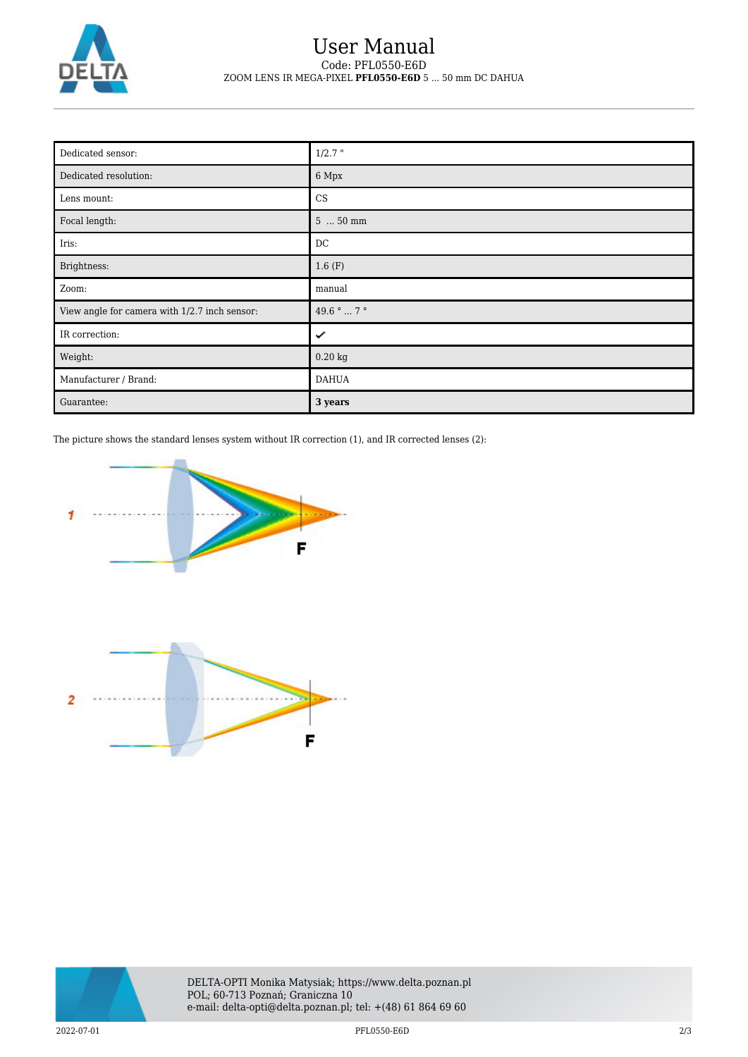| Dedicated sensor: | 1/2.7 " |
| --- | --- |
| Dedicated resolution: | 6 Mpx |
| Lens mount: | CS |
| Focal length: | 5 ... 50 mm |
| Iris: | DC |
| Brightness: | 1.6 (F) |
| Zoom: | manual |
| View angle for camera with 1/2.7 inch sensor: | 49.6 ° ... 7 ° |
| IR correction: | ✓ |
| Weight: | 0.20 kg |
| Manufacturer / Brand: | DAHUA |
| Guarantee: | **3 years** |

The picture shows the standard lenses system without IR correction (1), and IR corrected lenses (2):